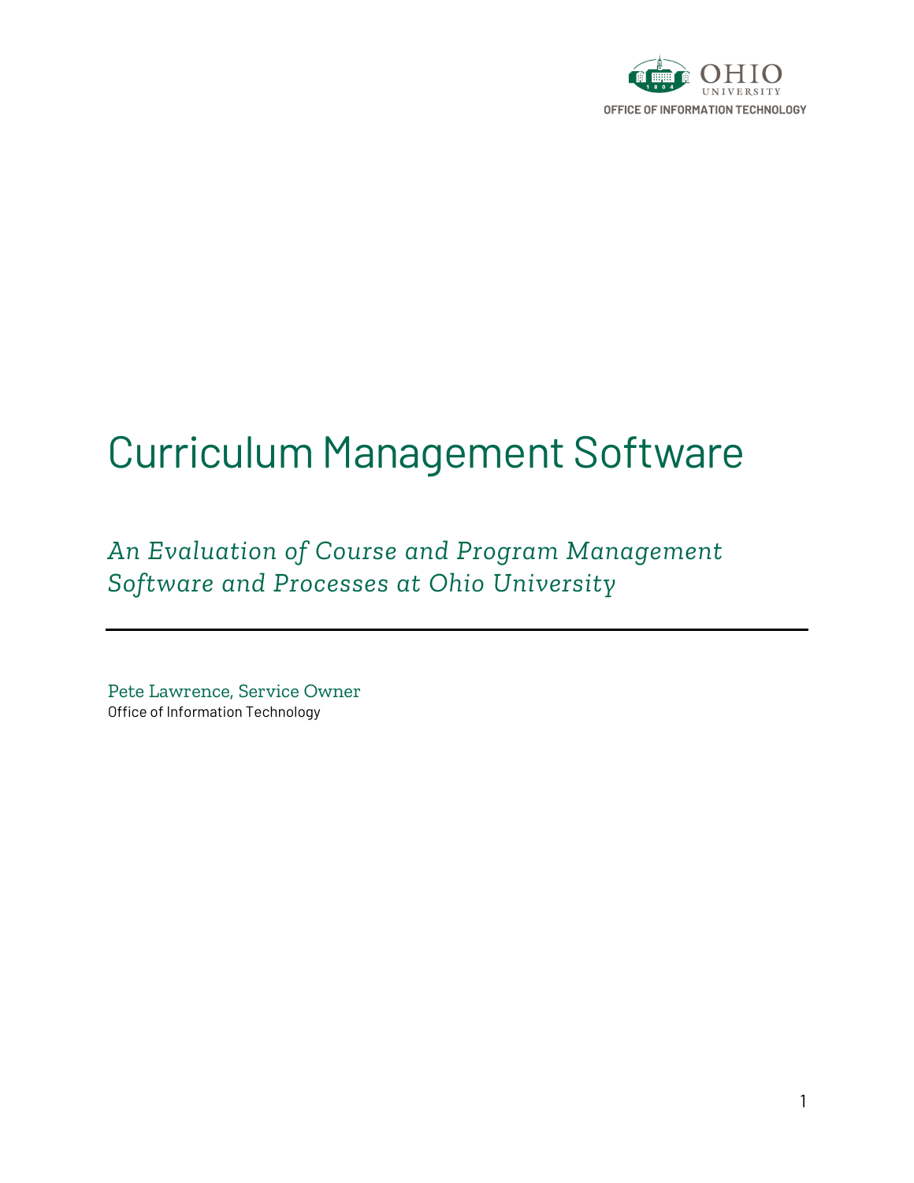OHIO UNIVERSITY

OFFICE OF INFORMATION TECHNOLOGY

# Curriculum Management Software

*An Evaluation of Course and Program Management Software and Processes at Ohio University*

---

Pete Lawrence, Service Owner
Office of Information Technology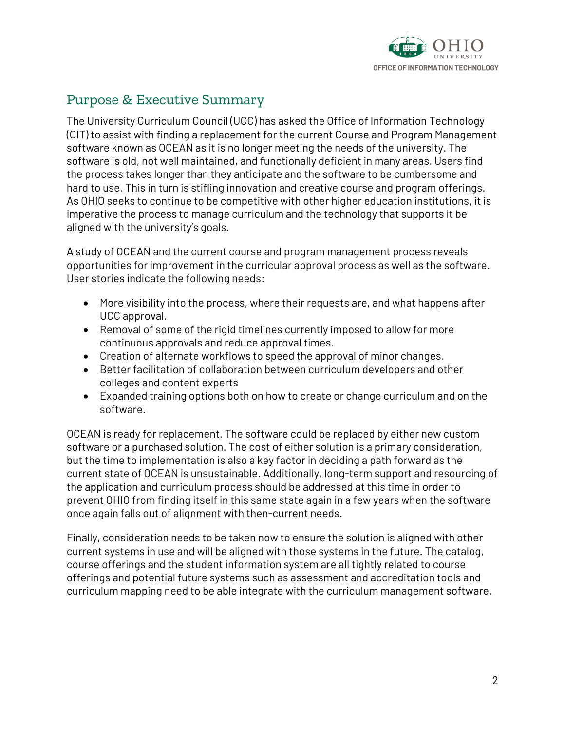## Purpose & Executive Summary

The University Curriculum Council (UCC) has asked the Office of Information Technology (OIT) to assist with finding a replacement for the current Course and Program Management software known as OCEAN as it is no longer meeting the needs of the university. The software is old, not well maintained, and functionally deficient in many areas. Users find the process takes longer than they anticipate and the software to be cumbersome and hard to use. This in turn is stifling innovation and creative course and program offerings. As OHIO seeks to continue to be competitive with other higher education institutions, it is imperative the process to manage curriculum and the technology that supports it be aligned with the university's goals.

A study of OCEAN and the current course and program management process reveals opportunities for improvement in the curricular approval process as well as the software. User stories indicate the following needs:

- More visibility into the process, where their requests are, and what happens after UCC approval.
- Removal of some of the rigid timelines currently imposed to allow for more continuous approvals and reduce approval times.
- Creation of alternate workflows to speed the approval of minor changes.
- Better facilitation of collaboration between curriculum developers and other colleges and content experts
- Expanded training options both on how to create or change curriculum and on the software.

OCEAN is ready for replacement. The software could be replaced by either new custom software or a purchased solution. The cost of either solution is a primary consideration, but the time to implementation is also a key factor in deciding a path forward as the current state of OCEAN is unsustainable. Additionally, long-term support and resourcing of the application and curriculum process should be addressed at this time in order to prevent OHIO from finding itself in this same state again in a few years when the software once again falls out of alignment with then-current needs.

Finally, consideration needs to be taken now to ensure the solution is aligned with other current systems in use and will be aligned with those systems in the future. The catalog, course offerings and the student information system are all tightly related to course offerings and potential future systems such as assessment and accreditation tools and curriculum mapping need to be able integrate with the curriculum management software.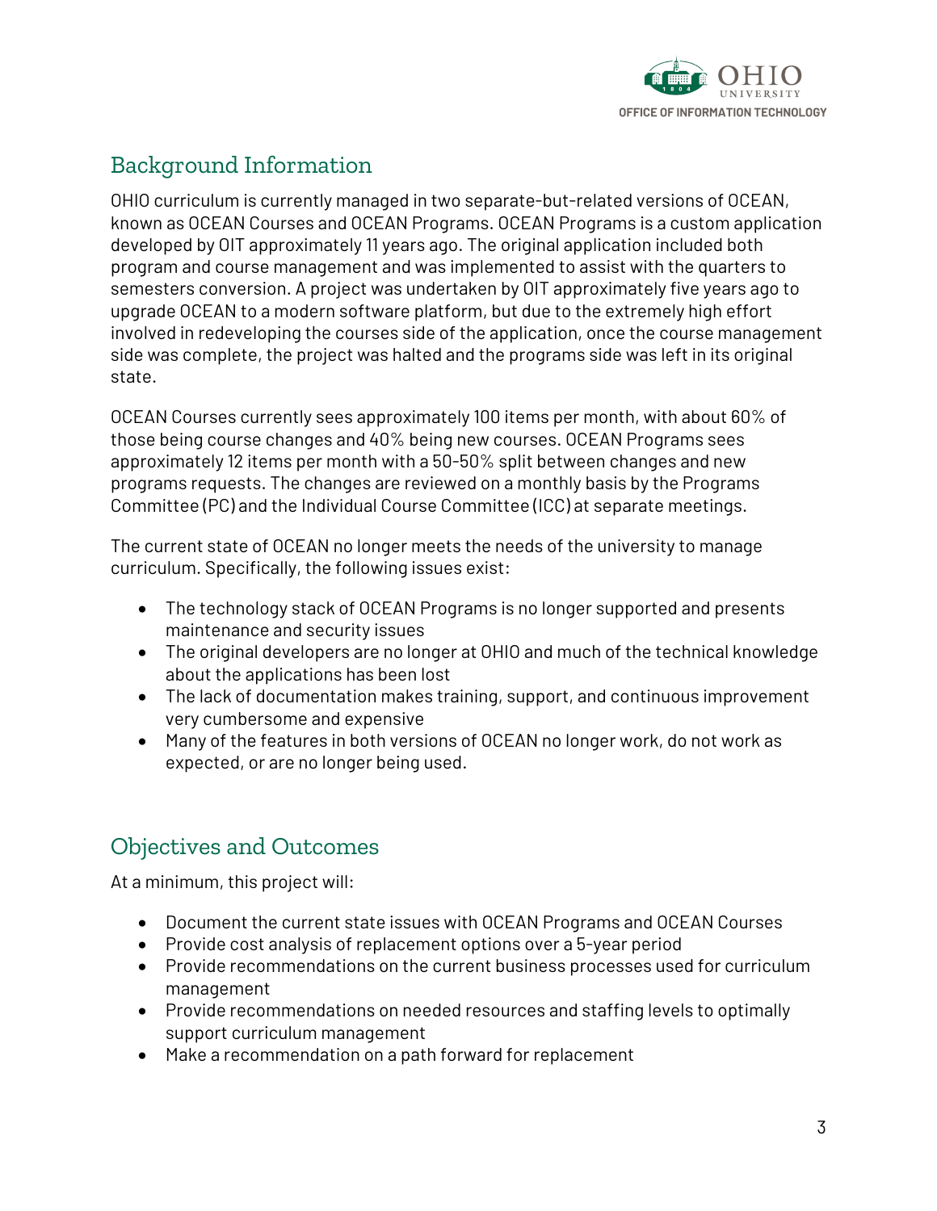## Background Information

OHIO curriculum is currently managed in two separate-but-related versions of OCEAN, known as OCEAN Courses and OCEAN Programs. OCEAN Programs is a custom application developed by OIT approximately 11 years ago. The original application included both program and course management and was implemented to assist with the quarters to semesters conversion. A project was undertaken by OIT approximately five years ago to upgrade OCEAN to a modern software platform, but due to the extremely high effort involved in redeveloping the courses side of the application, once the course management side was complete, the project was halted and the programs side was left in its original state.

OCEAN Courses currently sees approximately 100 items per month, with about 60% of those being course changes and 40% being new courses. OCEAN Programs sees approximately 12 items per month with a 50-50% split between changes and new programs requests. The changes are reviewed on a monthly basis by the Programs Committee (PC) and the Individual Course Committee (ICC) at separate meetings.

The current state of OCEAN no longer meets the needs of the university to manage curriculum. Specifically, the following issues exist:

- The technology stack of OCEAN Programs is no longer supported and presents maintenance and security issues
- The original developers are no longer at OHIO and much of the technical knowledge about the applications has been lost
- The lack of documentation makes training, support, and continuous improvement very cumbersome and expensive
- Many of the features in both versions of OCEAN no longer work, do not work as expected, or are no longer being used.

## Objectives and Outcomes

At a minimum, this project will:

- Document the current state issues with OCEAN Programs and OCEAN Courses
- Provide cost analysis of replacement options over a 5-year period
- Provide recommendations on the current business processes used for curriculum management
- Provide recommendations on needed resources and staffing levels to optimally support curriculum management
- Make a recommendation on a path forward for replacement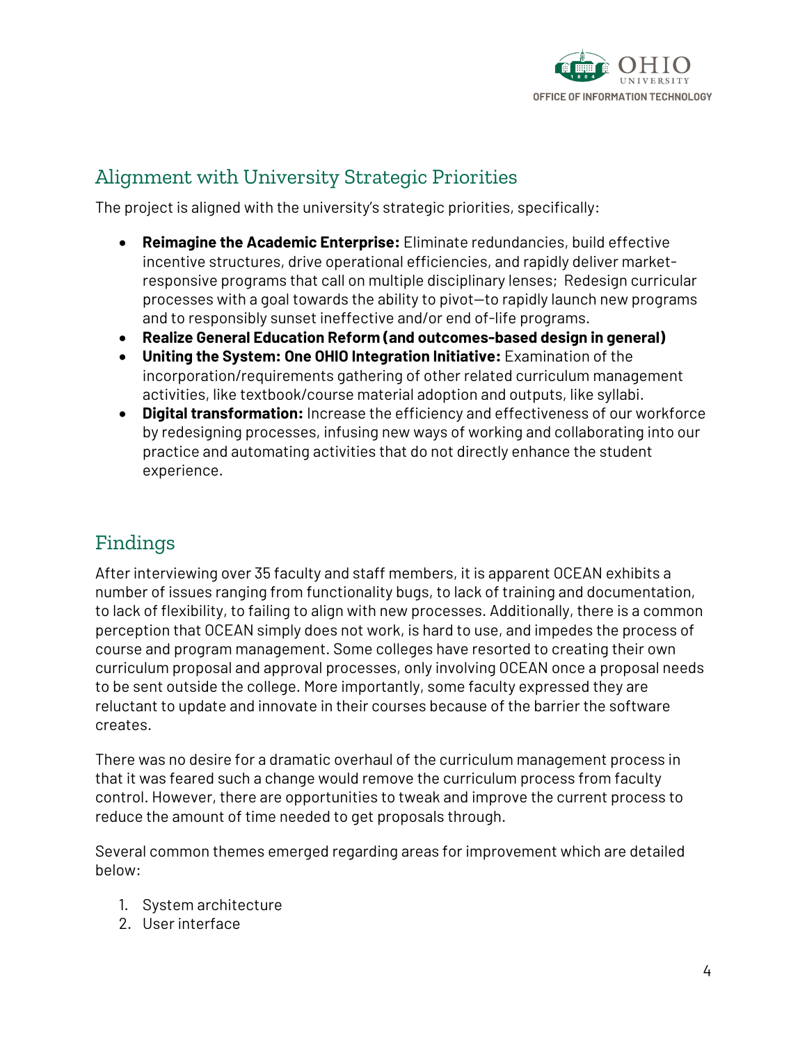## Alignment with University Strategic Priorities

The project is aligned with the university's strategic priorities, specifically:

- **Reimagine the Academic Enterprise:** Eliminate redundancies, build effective incentive structures, drive operational efficiencies, and rapidly deliver market-responsive programs that call on multiple disciplinary lenses; Redesign curricular processes with a goal towards the ability to pivot—to rapidly launch new programs and to responsibly sunset ineffective and/or end of-life programs.
- **Realize General Education Reform (and outcomes-based design in general)**
- **Uniting the System: One OHIO Integration Initiative:** Examination of the incorporation/requirements gathering of other related curriculum management activities, like textbook/course material adoption and outputs, like syllabi.
- **Digital transformation:** Increase the efficiency and effectiveness of our workforce by redesigning processes, infusing new ways of working and collaborating into our practice and automating activities that do not directly enhance the student experience.

## Findings

After interviewing over 35 faculty and staff members, it is apparent OCEAN exhibits a number of issues ranging from functionality bugs, to lack of training and documentation, to lack of flexibility, to failing to align with new processes. Additionally, there is a common perception that OCEAN simply does not work, is hard to use, and impedes the process of course and program management. Some colleges have resorted to creating their own curriculum proposal and approval processes, only involving OCEAN once a proposal needs to be sent outside the college. More importantly, some faculty expressed they are reluctant to update and innovate in their courses because of the barrier the software creates.

There was no desire for a dramatic overhaul of the curriculum management process in that it was feared such a change would remove the curriculum process from faculty control. However, there are opportunities to tweak and improve the current process to reduce the amount of time needed to get proposals through.

Several common themes emerged regarding areas for improvement which are detailed below:

1. System architecture
2. User interface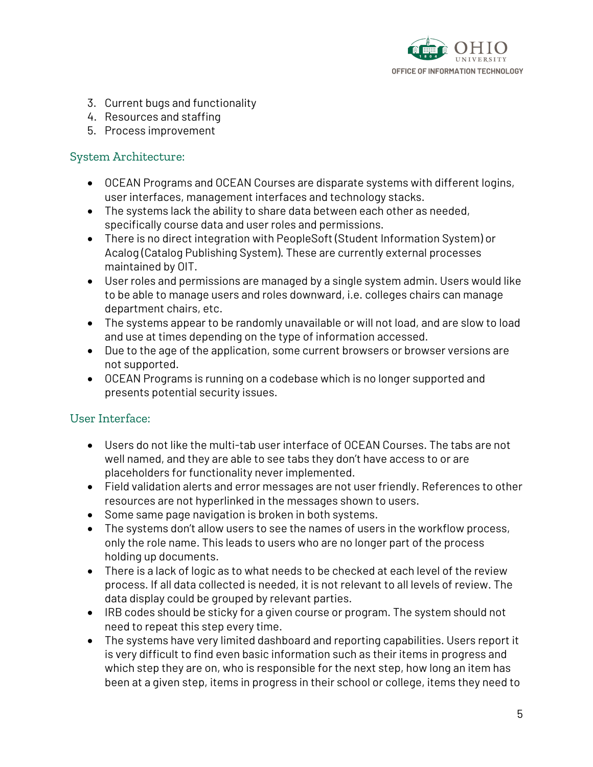3. Current bugs and functionality
4. Resources and staffing
5. Process improvement

## System Architecture:

- OCEAN Programs and OCEAN Courses are disparate systems with different logins, user interfaces, management interfaces and technology stacks.
- The systems lack the ability to share data between each other as needed, specifically course data and user roles and permissions.
- There is no direct integration with PeopleSoft (Student Information System) or Acalog (Catalog Publishing System). These are currently external processes maintained by OIT.
- User roles and permissions are managed by a single system admin. Users would like to be able to manage users and roles downward, i.e. colleges chairs can manage department chairs, etc.
- The systems appear to be randomly unavailable or will not load, and are slow to load and use at times depending on the type of information accessed.
- Due to the age of the application, some current browsers or browser versions are not supported.
- OCEAN Programs is running on a codebase which is no longer supported and presents potential security issues.

## User Interface:

- Users do not like the multi-tab user interface of OCEAN Courses. The tabs are not well named, and they are able to see tabs they don't have access to or are placeholders for functionality never implemented.
- Field validation alerts and error messages are not user friendly. References to other resources are not hyperlinked in the messages shown to users.
- Some same page navigation is broken in both systems.
- The systems don't allow users to see the names of users in the workflow process, only the role name. This leads to users who are no longer part of the process holding up documents.
- There is a lack of logic as to what needs to be checked at each level of the review process. If all data collected is needed, it is not relevant to all levels of review. The data display could be grouped by relevant parties.
- IRB codes should be sticky for a given course or program. The system should not need to repeat this step every time.
- The systems have very limited dashboard and reporting capabilities. Users report it is very difficult to find even basic information such as their items in progress and which step they are on, who is responsible for the next step, how long an item has been at a given step, items in progress in their school or college, items they need to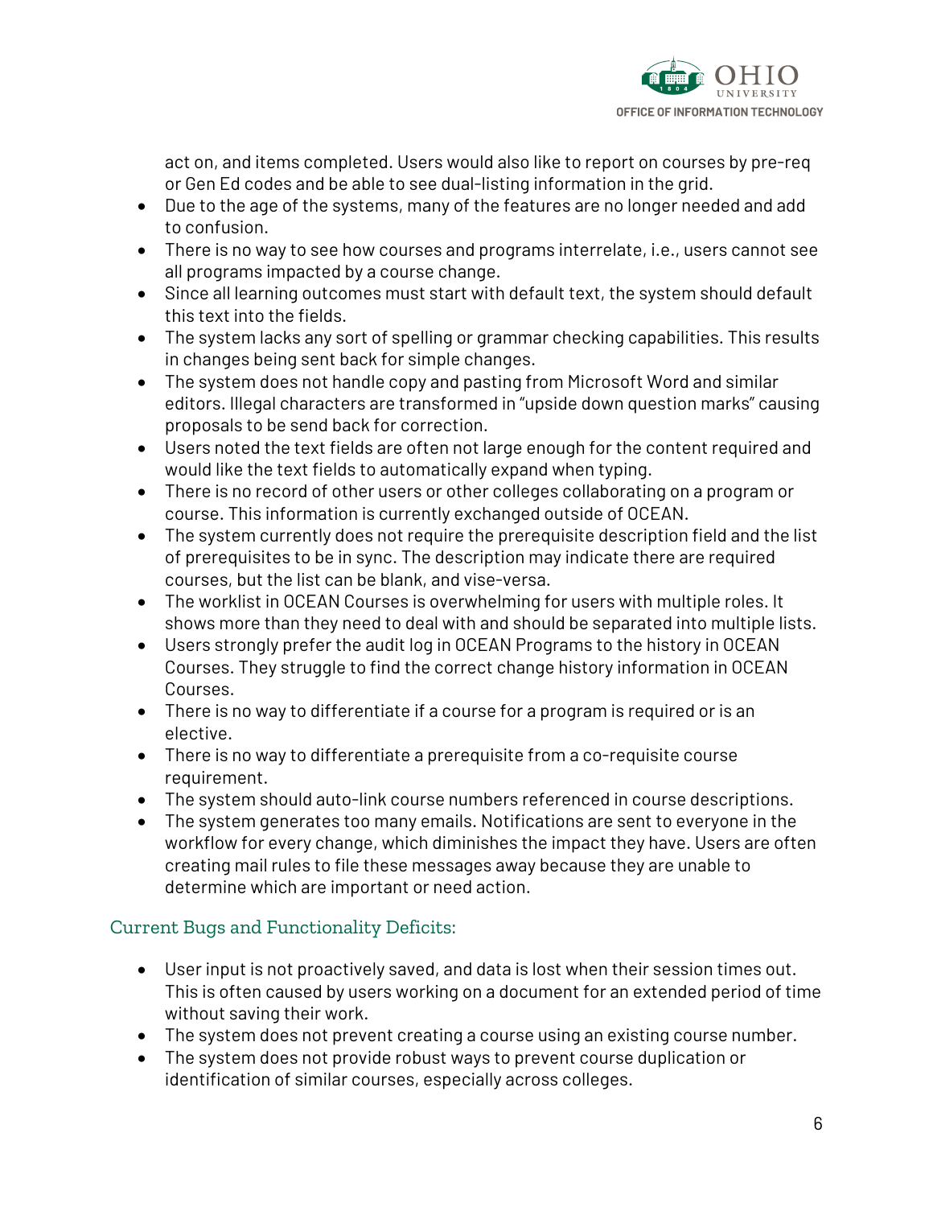act on, and items completed. Users would also like to report on courses by pre-req or Gen Ed codes and be able to see dual-listing information in the grid.

- Due to the age of the systems, many of the features are no longer needed and add to confusion.
- There is no way to see how courses and programs interrelate, i.e., users cannot see all programs impacted by a course change.
- Since all learning outcomes must start with default text, the system should default this text into the fields.
- The system lacks any sort of spelling or grammar checking capabilities. This results in changes being sent back for simple changes.
- The system does not handle copy and pasting from Microsoft Word and similar editors. Illegal characters are transformed in "upside down question marks" causing proposals to be send back for correction.
- Users noted the text fields are often not large enough for the content required and would like the text fields to automatically expand when typing.
- There is no record of other users or other colleges collaborating on a program or course. This information is currently exchanged outside of OCEAN.
- The system currently does not require the prerequisite description field and the list of prerequisites to be in sync. The description may indicate there are required courses, but the list can be blank, and vise-versa.
- The worklist in OCEAN Courses is overwhelming for users with multiple roles. It shows more than they need to deal with and should be separated into multiple lists.
- Users strongly prefer the audit log in OCEAN Programs to the history in OCEAN Courses. They struggle to find the correct change history information in OCEAN Courses.
- There is no way to differentiate if a course for a program is required or is an elective.
- There is no way to differentiate a prerequisite from a co-requisite course requirement.
- The system should auto-link course numbers referenced in course descriptions.
- The system generates too many emails. Notifications are sent to everyone in the workflow for every change, which diminishes the impact they have. Users are often creating mail rules to file these messages away because they are unable to determine which are important or need action.

### Current Bugs and Functionality Deficits:

- User input is not proactively saved, and data is lost when their session times out. This is often caused by users working on a document for an extended period of time without saving their work.
- The system does not prevent creating a course using an existing course number.
- The system does not provide robust ways to prevent course duplication or identification of similar courses, especially across colleges.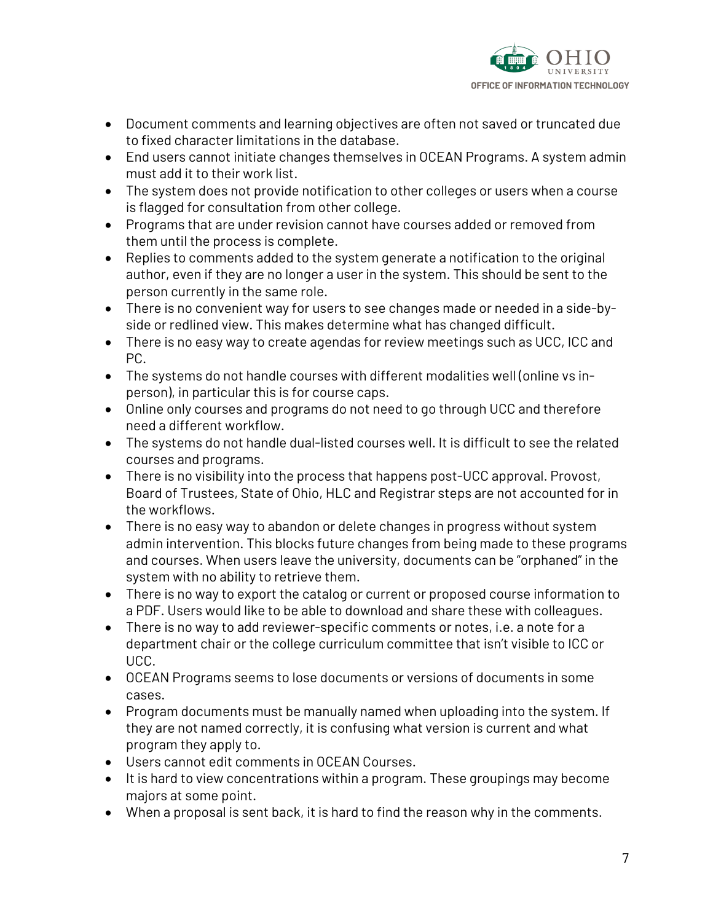- Document comments and learning objectives are often not saved or truncated due to fixed character limitations in the database.
- End users cannot initiate changes themselves in OCEAN Programs. A system admin must add it to their work list.
- The system does not provide notification to other colleges or users when a course is flagged for consultation from other college.
- Programs that are under revision cannot have courses added or removed from them until the process is complete.
- Replies to comments added to the system generate a notification to the original author, even if they are no longer a user in the system. This should be sent to the person currently in the same role.
- There is no convenient way for users to see changes made or needed in a side-by-side or redlined view. This makes determine what has changed difficult.
- There is no easy way to create agendas for review meetings such as UCC, ICC and PC.
- The systems do not handle courses with different modalities well (online vs in-person), in particular this is for course caps.
- Online only courses and programs do not need to go through UCC and therefore need a different workflow.
- The systems do not handle dual-listed courses well. It is difficult to see the related courses and programs.
- There is no visibility into the process that happens post-UCC approval. Provost, Board of Trustees, State of Ohio, HLC and Registrar steps are not accounted for in the workflows.
- There is no easy way to abandon or delete changes in progress without system admin intervention. This blocks future changes from being made to these programs and courses. When users leave the university, documents can be "orphaned" in the system with no ability to retrieve them.
- There is no way to export the catalog or current or proposed course information to a PDF. Users would like to be able to download and share these with colleagues.
- There is no way to add reviewer-specific comments or notes, i.e. a note for a department chair or the college curriculum committee that isn't visible to ICC or UCC.
- OCEAN Programs seems to lose documents or versions of documents in some cases.
- Program documents must be manually named when uploading into the system. If they are not named correctly, it is confusing what version is current and what program they apply to.
- Users cannot edit comments in OCEAN Courses.
- It is hard to view concentrations within a program. These groupings may become majors at some point.
- When a proposal is sent back, it is hard to find the reason why in the comments.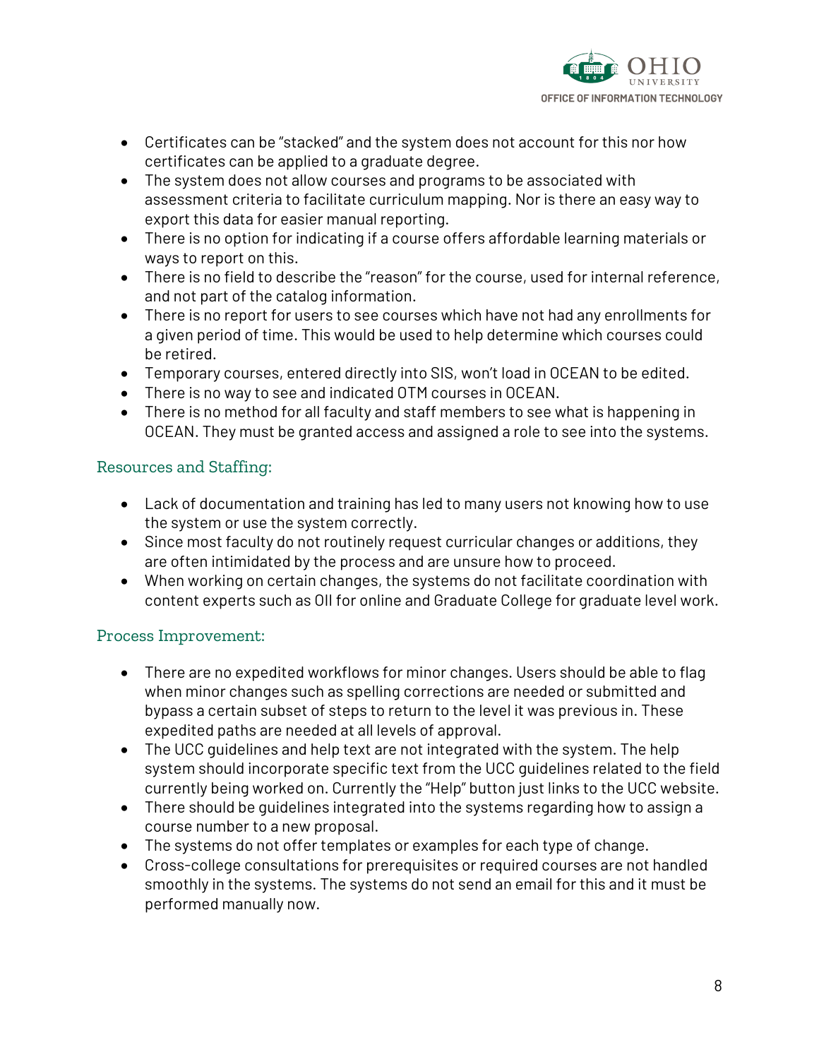- Certificates can be "stacked" and the system does not account for this nor how certificates can be applied to a graduate degree.
- The system does not allow courses and programs to be associated with assessment criteria to facilitate curriculum mapping. Nor is there an easy way to export this data for easier manual reporting.
- There is no option for indicating if a course offers affordable learning materials or ways to report on this.
- There is no field to describe the "reason" for the course, used for internal reference, and not part of the catalog information.
- There is no report for users to see courses which have not had any enrollments for a given period of time. This would be used to help determine which courses could be retired.
- Temporary courses, entered directly into SIS, won't load in OCEAN to be edited.
- There is no way to see and indicated OTM courses in OCEAN.
- There is no method for all faculty and staff members to see what is happening in OCEAN. They must be granted access and assigned a role to see into the systems.

### Resources and Staffing:

- Lack of documentation and training has led to many users not knowing how to use the system or use the system correctly.
- Since most faculty do not routinely request curricular changes or additions, they are often intimidated by the process and are unsure how to proceed.
- When working on certain changes, the systems do not facilitate coordination with content experts such as OII for online and Graduate College for graduate level work.

### Process Improvement:

- There are no expedited workflows for minor changes. Users should be able to flag when minor changes such as spelling corrections are needed or submitted and bypass a certain subset of steps to return to the level it was previous in. These expedited paths are needed at all levels of approval.
- The UCC guidelines and help text are not integrated with the system. The help system should incorporate specific text from the UCC guidelines related to the field currently being worked on. Currently the "Help" button just links to the UCC website.
- There should be guidelines integrated into the systems regarding how to assign a course number to a new proposal.
- The systems do not offer templates or examples for each type of change.
- Cross-college consultations for prerequisites or required courses are not handled smoothly in the systems. The systems do not send an email for this and it must be performed manually now.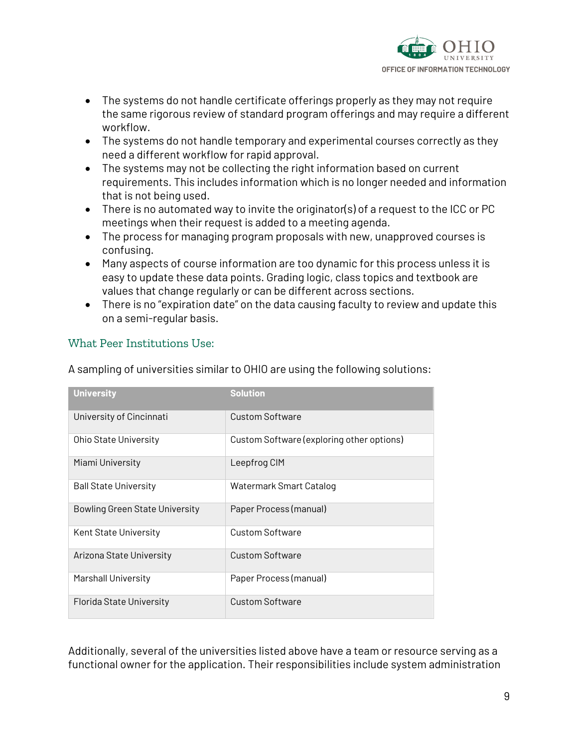- The systems do not handle certificate offerings properly as they may not require the same rigorous review of standard program offerings and may require a different workflow.
- The systems do not handle temporary and experimental courses correctly as they need a different workflow for rapid approval.
- The systems may not be collecting the right information based on current requirements. This includes information which is no longer needed and information that is not being used.
- There is no automated way to invite the originator(s) of a request to the ICC or PC meetings when their request is added to a meeting agenda.
- The process for managing program proposals with new, unapproved courses is confusing.
- Many aspects of course information are too dynamic for this process unless it is easy to update these data points. Grading logic, class topics and textbook are values that change regularly or can be different across sections.
- There is no "expiration date" on the data causing faculty to review and update this on a semi-regular basis.

## What Peer Institutions Use:

A sampling of universities similar to OHIO are using the following solutions:

| University | Solution |
| --- | --- |
| University of Cincinnati | Custom Software |
| Ohio State University | Custom Software (exploring other options) |
| Miami University | Leepfrog CIM |
| Ball State University | Watermark Smart Catalog |
| Bowling Green State University | Paper Process (manual) |
| Kent State University | Custom Software |
| Arizona State University | Custom Software |
| Marshall University | Paper Process (manual) |
| Florida State University | Custom Software |

Additionally, several of the universities listed above have a team or resource serving as a functional owner for the application. Their responsibilities include system administration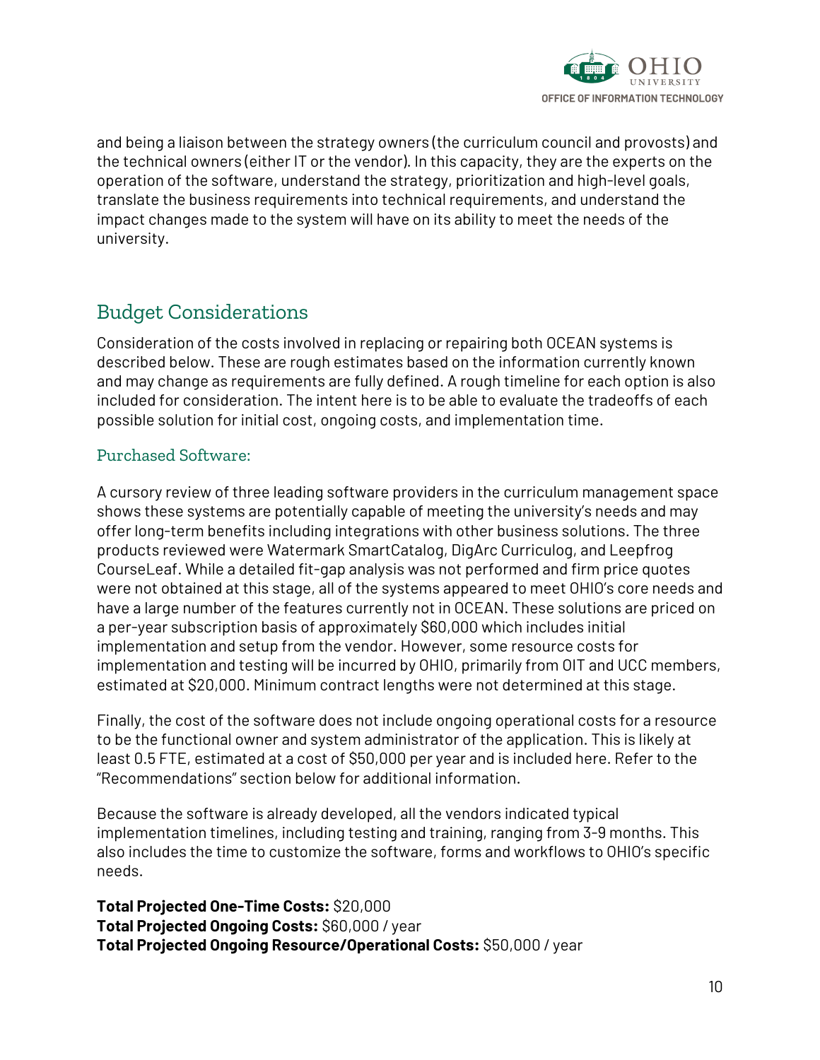and being a liaison between the strategy owners (the curriculum council and provosts) and the technical owners (either IT or the vendor). In this capacity, they are the experts on the operation of the software, understand the strategy, prioritization and high-level goals, translate the business requirements into technical requirements, and understand the impact changes made to the system will have on its ability to meet the needs of the university.

## Budget Considerations

Consideration of the costs involved in replacing or repairing both OCEAN systems is described below. These are rough estimates based on the information currently known and may change as requirements are fully defined. A rough timeline for each option is also included for consideration. The intent here is to be able to evaluate the tradeoffs of each possible solution for initial cost, ongoing costs, and implementation time.

### Purchased Software:

A cursory review of three leading software providers in the curriculum management space shows these systems are potentially capable of meeting the university's needs and may offer long-term benefits including integrations with other business solutions. The three products reviewed were Watermark SmartCatalog, DigArc Curriculog, and Leepfrog CourseLeaf. While a detailed fit-gap analysis was not performed and firm price quotes were not obtained at this stage, all of the systems appeared to meet OHIO's core needs and have a large number of the features currently not in OCEAN. These solutions are priced on a per-year subscription basis of approximately $60,000 which includes initial implementation and setup from the vendor. However, some resource costs for implementation and testing will be incurred by OHIO, primarily from OIT and UCC members, estimated at $20,000. Minimum contract lengths were not determined at this stage.

Finally, the cost of the software does not include ongoing operational costs for a resource to be the functional owner and system administrator of the application. This is likely at least 0.5 FTE, estimated at a cost of $50,000 per year and is included here. Refer to the "Recommendations" section below for additional information.

Because the software is already developed, all the vendors indicated typical implementation timelines, including testing and training, ranging from 3-9 months. This also includes the time to customize the software, forms and workflows to OHIO's specific needs.

**Total Projected One-Time Costs:** $20,000
**Total Projected Ongoing Costs:** $60,000 / year
**Total Projected Ongoing Resource/Operational Costs:** $50,000 / year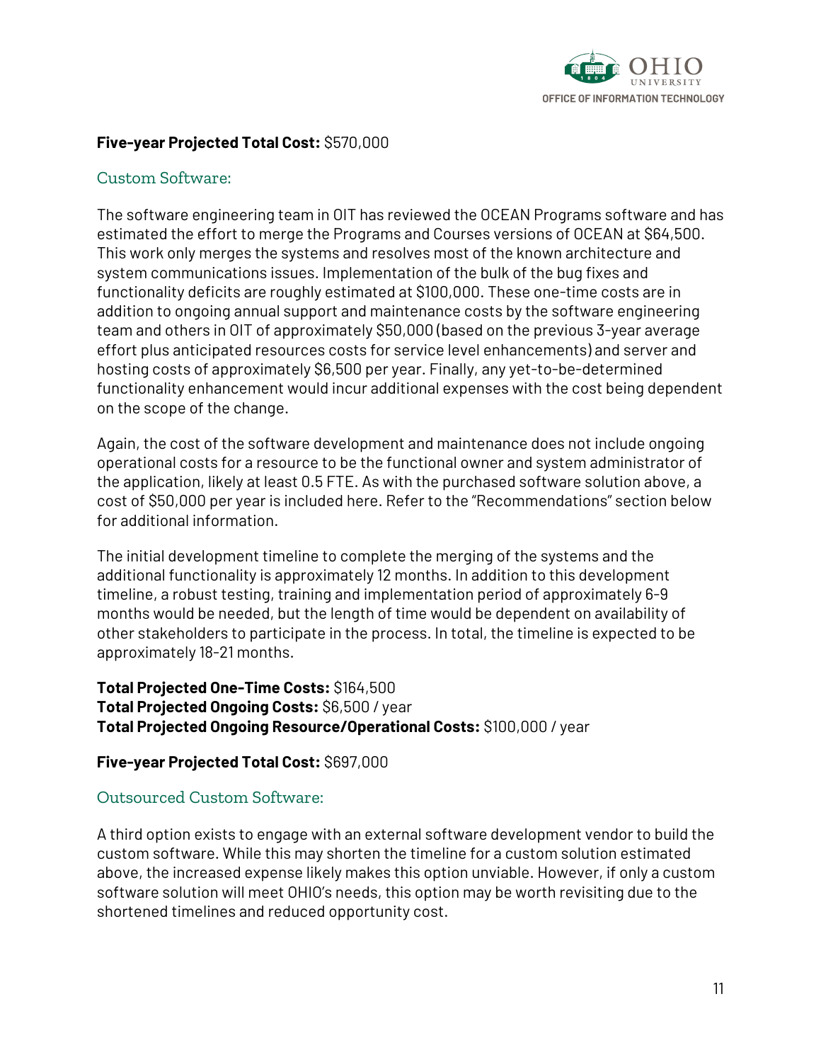**Five-year Projected Total Cost:** $570,000

### Custom Software:

The software engineering team in OIT has reviewed the OCEAN Programs software and has estimated the effort to merge the Programs and Courses versions of OCEAN at $64,500. This work only merges the systems and resolves most of the known architecture and system communications issues. Implementation of the bulk of the bug fixes and functionality deficits are roughly estimated at $100,000. These one-time costs are in addition to ongoing annual support and maintenance costs by the software engineering team and others in OIT of approximately $50,000 (based on the previous 3-year average effort plus anticipated resources costs for service level enhancements) and server and hosting costs of approximately $6,500 per year. Finally, any yet-to-be-determined functionality enhancement would incur additional expenses with the cost being dependent on the scope of the change.

Again, the cost of the software development and maintenance does not include ongoing operational costs for a resource to be the functional owner and system administrator of the application, likely at least 0.5 FTE. As with the purchased software solution above, a cost of $50,000 per year is included here. Refer to the "Recommendations" section below for additional information.

The initial development timeline to complete the merging of the systems and the additional functionality is approximately 12 months. In addition to this development timeline, a robust testing, training and implementation period of approximately 6-9 months would be needed, but the length of time would be dependent on availability of other stakeholders to participate in the process. In total, the timeline is expected to be approximately 18-21 months.

**Total Projected One-Time Costs:** $164,500
**Total Projected Ongoing Costs:** $6,500 / year
**Total Projected Ongoing Resource/Operational Costs:** $100,000 / year

**Five-year Projected Total Cost:** $697,000

### Outsourced Custom Software:

A third option exists to engage with an external software development vendor to build the custom software. While this may shorten the timeline for a custom solution estimated above, the increased expense likely makes this option unviable. However, if only a custom software solution will meet OHIO's needs, this option may be worth revisiting due to the shortened timelines and reduced opportunity cost.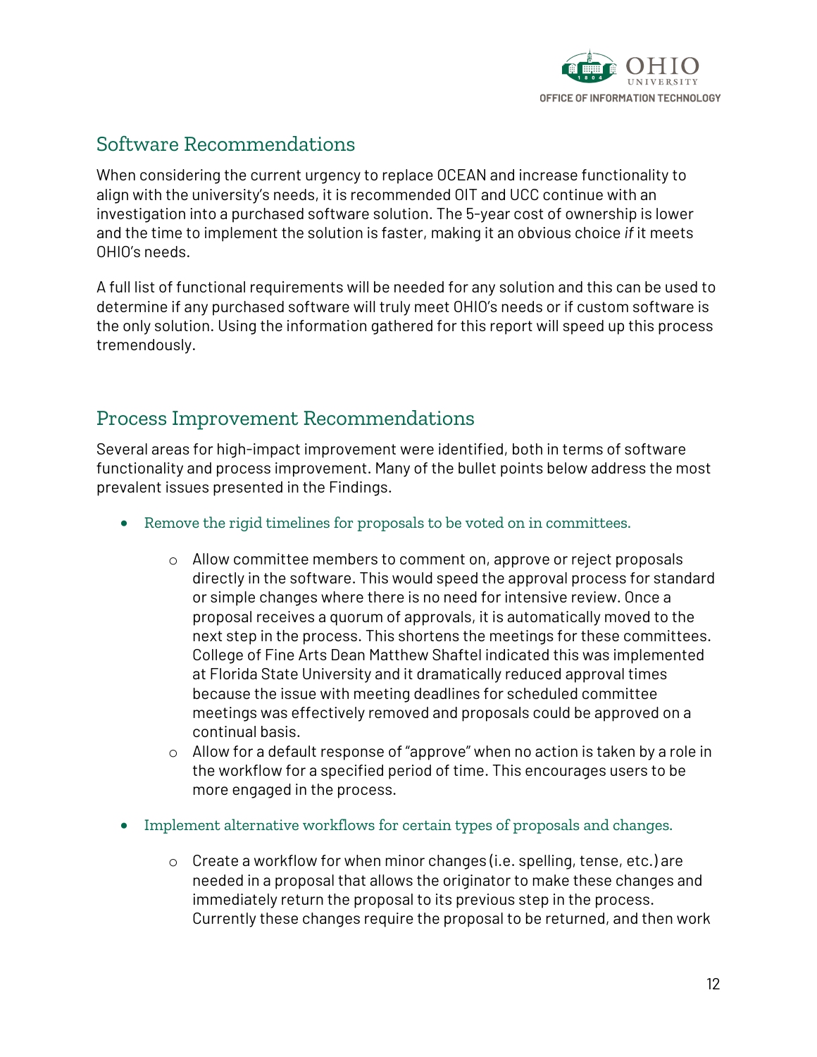## Software Recommendations

When considering the current urgency to replace OCEAN and increase functionality to align with the university's needs, it is recommended OIT and UCC continue with an investigation into a purchased software solution. The 5-year cost of ownership is lower and the time to implement the solution is faster, making it an obvious choice *if* it meets OHIO's needs.

A full list of functional requirements will be needed for any solution and this can be used to determine if any purchased software will truly meet OHIO's needs or if custom software is the only solution. Using the information gathered for this report will speed up this process tremendously.

## Process Improvement Recommendations

Several areas for high-impact improvement were identified, both in terms of software functionality and process improvement. Many of the bullet points below address the most prevalent issues presented in the Findings.

- Remove the rigid timelines for proposals to be voted on in committees.
    - Allow committee members to comment on, approve or reject proposals directly in the software. This would speed the approval process for standard or simple changes where there is no need for intensive review. Once a proposal receives a quorum of approvals, it is automatically moved to the next step in the process. This shortens the meetings for these committees. College of Fine Arts Dean Matthew Shaftel indicated this was implemented at Florida State University and it dramatically reduced approval times because the issue with meeting deadlines for scheduled committee meetings was effectively removed and proposals could be approved on a continual basis.
    - Allow for a default response of "approve" when no action is taken by a role in the workflow for a specified period of time. This encourages users to be more engaged in the process.
- Implement alternative workflows for certain types of proposals and changes.
    - Create a workflow for when minor changes (i.e. spelling, tense, etc.) are needed in a proposal that allows the originator to make these changes and immediately return the proposal to its previous step in the process. Currently these changes require the proposal to be returned, and then work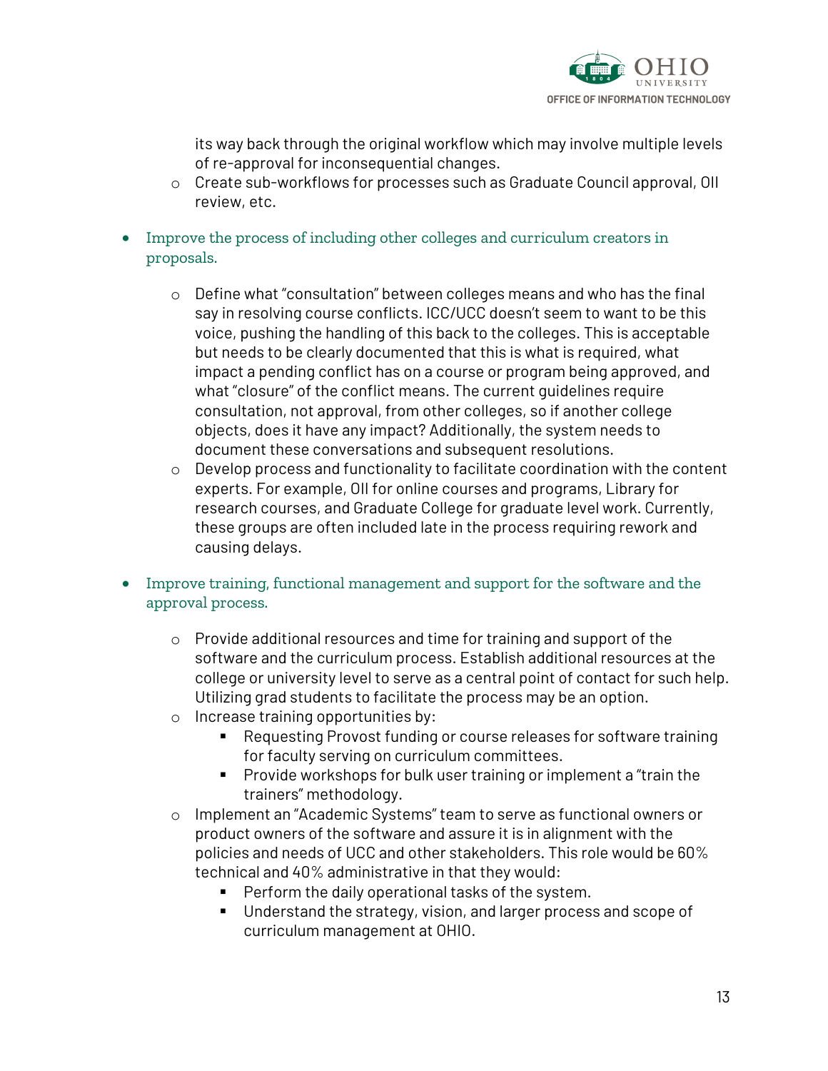its way back through the original workflow which may involve multiple levels of re-approval for inconsequential changes.
  - Create sub-workflows for processes such as Graduate Council approval, OII review, etc.

- Improve the process of including other colleges and curriculum creators in proposals.
  - Define what "consultation" between colleges means and who has the final say in resolving course conflicts. ICC/UCC doesn't seem to want to be this voice, pushing the handling of this back to the colleges. This is acceptable but needs to be clearly documented that this is what is required, what impact a pending conflict has on a course or program being approved, and what "closure" of the conflict means. The current guidelines require consultation, not approval, from other colleges, so if another college objects, does it have any impact? Additionally, the system needs to document these conversations and subsequent resolutions.
  - Develop process and functionality to facilitate coordination with the content experts. For example, OII for online courses and programs, Library for research courses, and Graduate College for graduate level work. Currently, these groups are often included late in the process requiring rework and causing delays.

- Improve training, functional management and support for the software and the approval process.
  - Provide additional resources and time for training and support of the software and the curriculum process. Establish additional resources at the college or university level to serve as a central point of contact for such help. Utilizing grad students to facilitate the process may be an option.
  - Increase training opportunities by:
    - Requesting Provost funding or course releases for software training for faculty serving on curriculum committees.
    - Provide workshops for bulk user training or implement a "train the trainers" methodology.
  - Implement an "Academic Systems" team to serve as functional owners or product owners of the software and assure it is in alignment with the policies and needs of UCC and other stakeholders. This role would be 60% technical and 40% administrative in that they would:
    - Perform the daily operational tasks of the system.
    - Understand the strategy, vision, and larger process and scope of curriculum management at OHIO.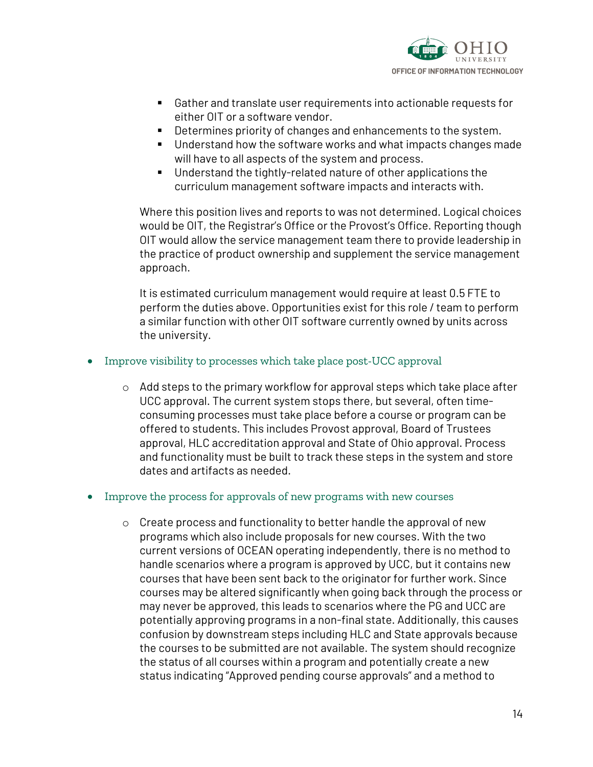- Gather and translate user requirements into actionable requests for either OIT or a software vendor.
      - Determines priority of changes and enhancements to the system.
      - Understand how the software works and what impacts changes made will have to all aspects of the system and process.
      - Understand the tightly-related nature of other applications the curriculum management software impacts and interacts with.

    Where this position lives and reports to was not determined. Logical choices would be OIT, the Registrar's Office or the Provost's Office. Reporting though OIT would allow the service management team there to provide leadership in the practice of product ownership and supplement the service management approach.

    It is estimated curriculum management would require at least 0.5 FTE to perform the duties above. Opportunities exist for this role / team to perform a similar function with other OIT software currently owned by units across the university.

- Improve visibility to processes which take place post-UCC approval
    - Add steps to the primary workflow for approval steps which take place after UCC approval. The current system stops there, but several, often time-consuming processes must take place before a course or program can be offered to students. This includes Provost approval, Board of Trustees approval, HLC accreditation approval and State of Ohio approval. Process and functionality must be built to track these steps in the system and store dates and artifacts as needed.
- Improve the process for approvals of new programs with new courses
    - Create process and functionality to better handle the approval of new programs which also include proposals for new courses. With the two current versions of OCEAN operating independently, there is no method to handle scenarios where a program is approved by UCC, but it contains new courses that have been sent back to the originator for further work. Since courses may be altered significantly when going back through the process or may never be approved, this leads to scenarios where the PG and UCC are potentially approving programs in a non-final state. Additionally, this causes confusion by downstream steps including HLC and State approvals because the courses to be submitted are not available. The system should recognize the status of all courses within a program and potentially create a new status indicating "Approved pending course approvals" and a method to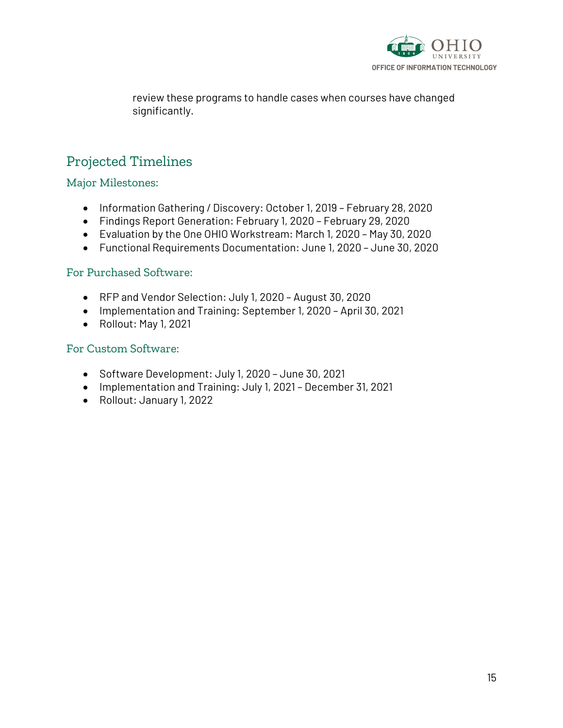review these programs to handle cases when courses have changed significantly.

## Projected Timelines

### Major Milestones:

- Information Gathering / Discovery: October 1, 2019 – February 28, 2020
- Findings Report Generation: February 1, 2020 – February 29, 2020
- Evaluation by the One OHIO Workstream: March 1, 2020 – May 30, 2020
- Functional Requirements Documentation: June 1, 2020 – June 30, 2020

### For Purchased Software:

- RFP and Vendor Selection: July 1, 2020 – August 30, 2020
- Implementation and Training: September 1, 2020 – April 30, 2021
- Rollout: May 1, 2021

### For Custom Software:

- Software Development: July 1, 2020 – June 30, 2021
- Implementation and Training: July 1, 2021 – December 31, 2021
- Rollout: January 1, 2022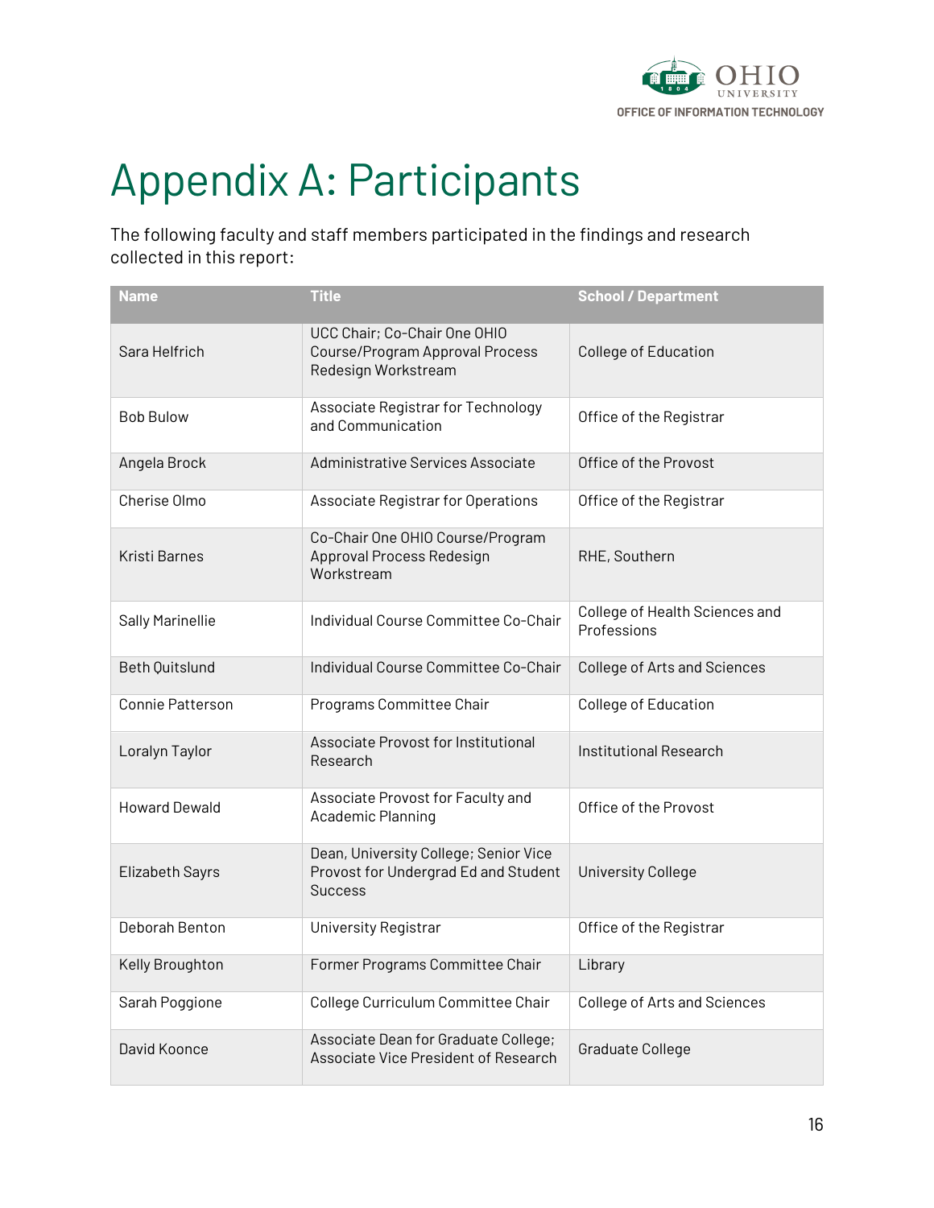# Appendix A: Participants

The following faculty and staff members participated in the findings and research collected in this report:

| Name | Title | School / Department |
|---|---|---|
| Sara Helfrich | UCC Chair; Co-Chair One OHIO Course/Program Approval Process Redesign Workstream | College of Education |
| Bob Bulow | Associate Registrar for Technology and Communication | Office of the Registrar |
| Angela Brock | Administrative Services Associate | Office of the Provost |
| Cherise Olmo | Associate Registrar for Operations | Office of the Registrar |
| Kristi Barnes | Co-Chair One OHIO Course/Program Approval Process Redesign Workstream | RHE, Southern |
| Sally Marinellie | Individual Course Committee Co-Chair | College of Health Sciences and Professions |
| Beth Quitslund | Individual Course Committee Co-Chair | College of Arts and Sciences |
| Connie Patterson | Programs Committee Chair | College of Education |
| Loralyn Taylor | Associate Provost for Institutional Research | Institutional Research |
| Howard Dewald | Associate Provost for Faculty and Academic Planning | Office of the Provost |
| Elizabeth Sayrs | Dean, University College; Senior Vice Provost for Undergrad Ed and Student Success | University College |
| Deborah Benton | University Registrar | Office of the Registrar |
| Kelly Broughton | Former Programs Committee Chair | Library |
| Sarah Poggione | College Curriculum Committee Chair | College of Arts and Sciences |
| David Koonce | Associate Dean for Graduate College; Associate Vice President of Research | Graduate College |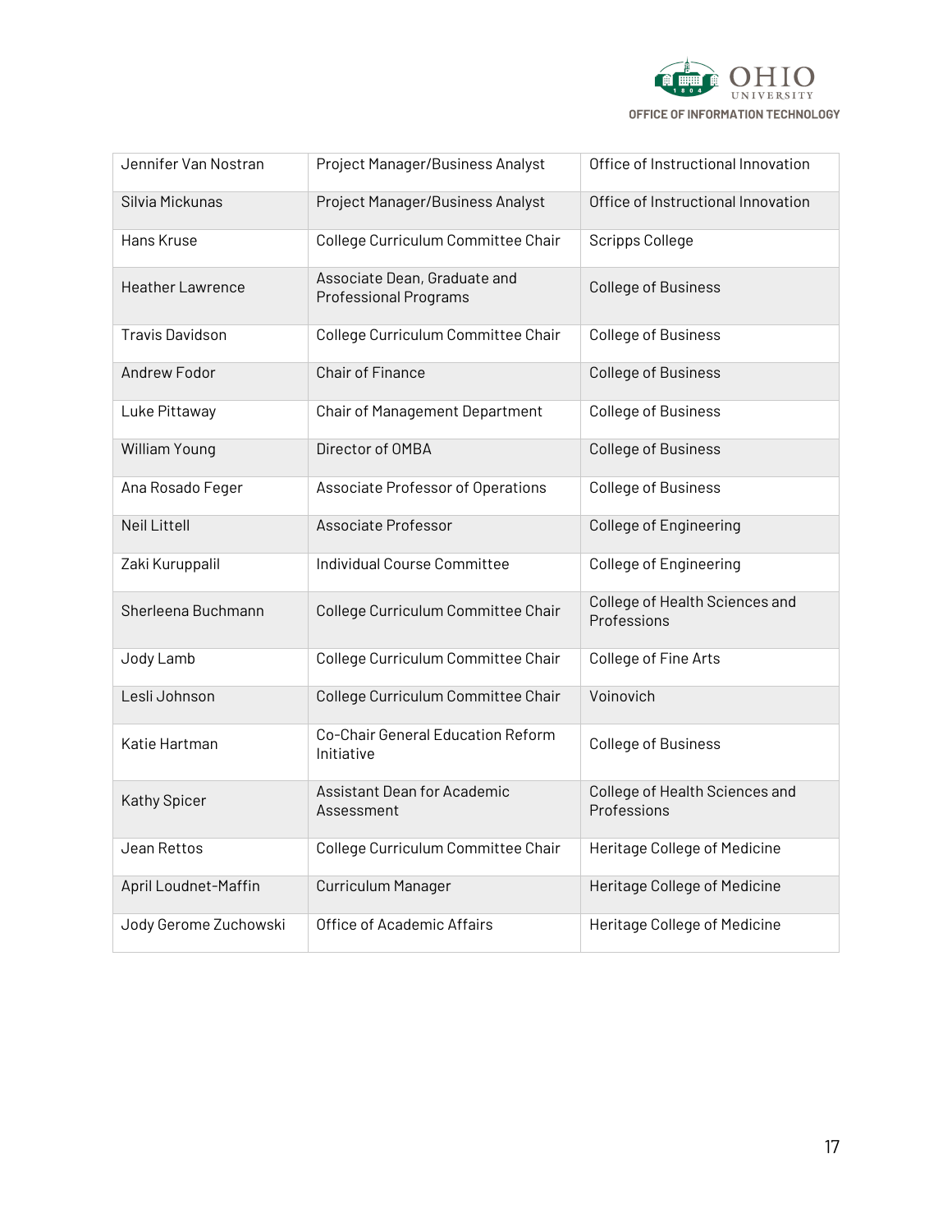| | | |
|---|---|---|
| Jennifer Van Nostran | Project Manager/Business Analyst | Office of Instructional Innovation |
| Silvia Mickunas | Project Manager/Business Analyst | Office of Instructional Innovation |
| Hans Kruse | College Curriculum Committee Chair | Scripps College |
| Heather Lawrence | Associate Dean, Graduate and Professional Programs | College of Business |
| Travis Davidson | College Curriculum Committee Chair | College of Business |
| Andrew Fodor | Chair of Finance | College of Business |
| Luke Pittaway | Chair of Management Department | College of Business |
| William Young | Director of OMBA | College of Business |
| Ana Rosado Feger | Associate Professor of Operations | College of Business |
| Neil Littell | Associate Professor | College of Engineering |
| Zaki Kuruppalil | Individual Course Committee | College of Engineering |
| Sherleena Buchmann | College Curriculum Committee Chair | College of Health Sciences and Professions |
| Jody Lamb | College Curriculum Committee Chair | College of Fine Arts |
| Lesli Johnson | College Curriculum Committee Chair | Voinovich |
| Katie Hartman | Co-Chair General Education Reform Initiative | College of Business |
| Kathy Spicer | Assistant Dean for Academic Assessment | College of Health Sciences and Professions |
| Jean Rettos | College Curriculum Committee Chair | Heritage College of Medicine |
| April Loudnet-Maffin | Curriculum Manager | Heritage College of Medicine |
| Jody Gerome Zuchowski | Office of Academic Affairs | Heritage College of Medicine |